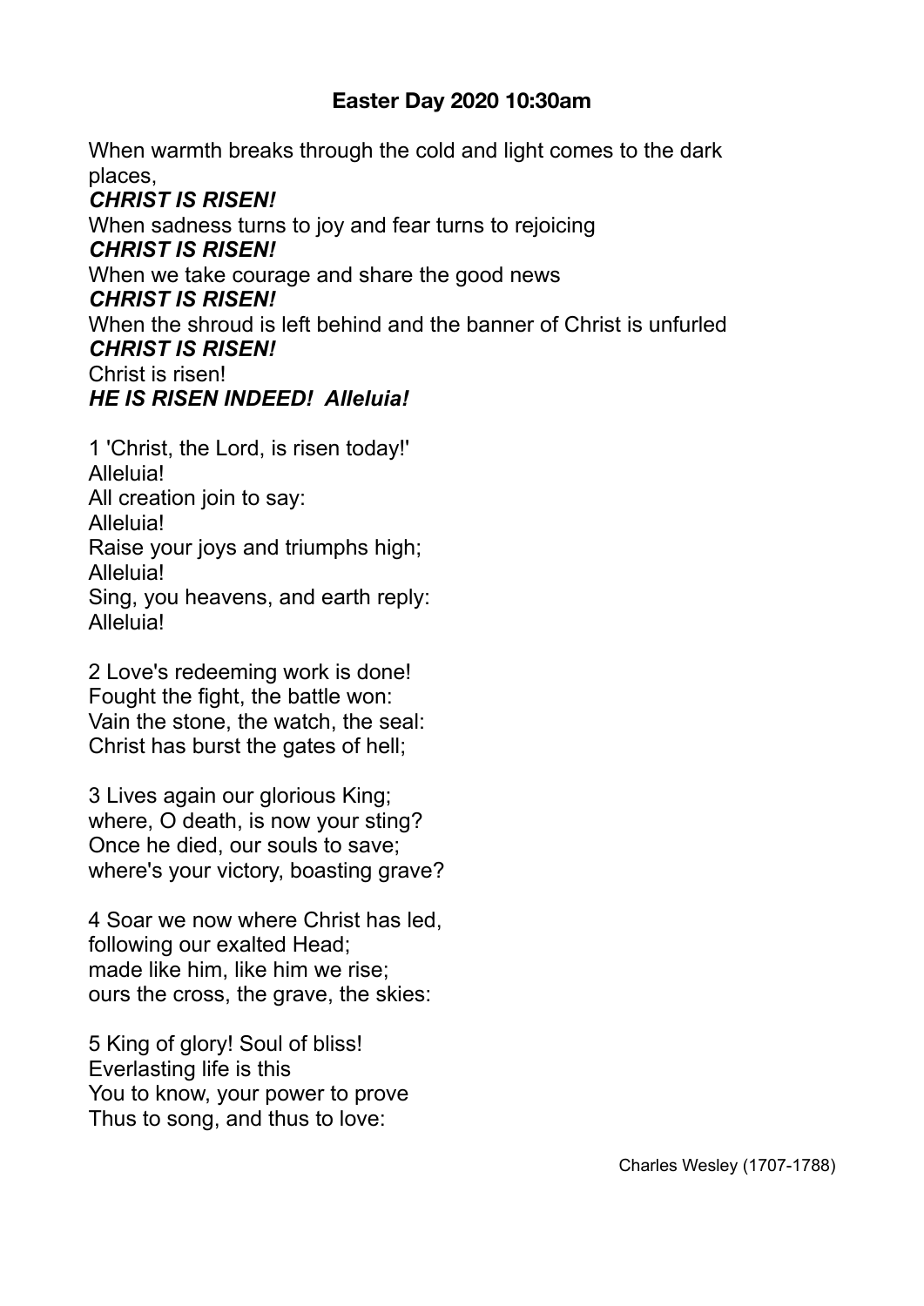## **Easter Day 2020 10:30am**

When warmth breaks through the cold and light comes to the dark places,
***CHRIST IS RISEN!***
When sadness turns to joy and fear turns to rejoicing
***CHRIST IS RISEN!***
When we take courage and share the good news
***CHRIST IS RISEN!***
When the shroud is left behind and the banner of Christ is unfurled
***CHRIST IS RISEN!***
Christ is risen!
***HE IS RISEN INDEED! Alleluia!***

1 'Christ, the Lord, is risen today!'
Alleluia!
All creation join to say:
Alleluia!
Raise your joys and triumphs high;
Alleluia!
Sing, you heavens, and earth reply:
Alleluia!

2 Love's redeeming work is done!
Fought the fight, the battle won:
Vain the stone, the watch, the seal:
Christ has burst the gates of hell;

3 Lives again our glorious King;
where, O death, is now your sting?
Once he died, our souls to save;
where's your victory, boasting grave?

4 Soar we now where Christ has led,
following our exalted Head;
made like him, like him we rise;
ours the cross, the grave, the skies:

5 King of glory! Soul of bliss!
Everlasting life is this
You to know, your power to prove
Thus to song, and thus to love:

Charles Wesley (1707-1788)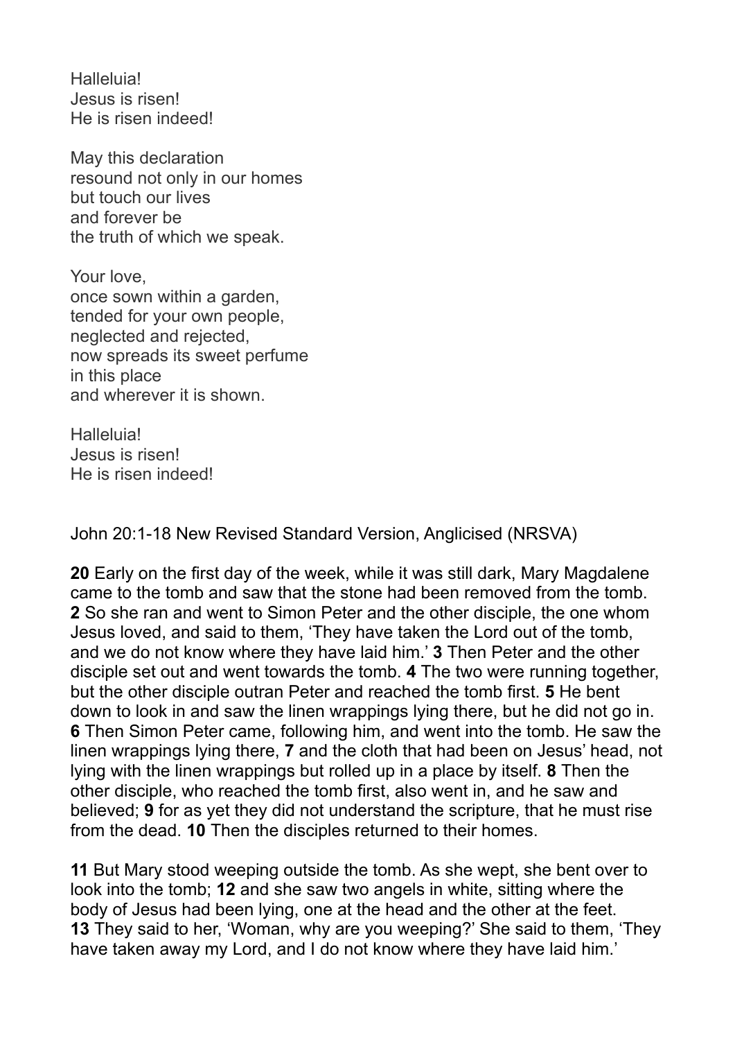Halleluia!
Jesus is risen!
He is risen indeed!

May this declaration
resound not only in our homes
but touch our lives
and forever be
the truth of which we speak.

Your love,
once sown within a garden,
tended for your own people,
neglected and rejected,
now spreads its sweet perfume
in this place
and wherever it is shown.

Halleluia!
Jesus is risen!
He is risen indeed!

John 20:1-18 New Revised Standard Version, Anglicised (NRSVA)

**20** Early on the first day of the week, while it was still dark, Mary Magdalene came to the tomb and saw that the stone had been removed from the tomb. **2** So she ran and went to Simon Peter and the other disciple, the one whom Jesus loved, and said to them, 'They have taken the Lord out of the tomb, and we do not know where they have laid him.' **3** Then Peter and the other disciple set out and went towards the tomb. **4** The two were running together, but the other disciple outran Peter and reached the tomb first. **5** He bent down to look in and saw the linen wrappings lying there, but he did not go in. **6** Then Simon Peter came, following him, and went into the tomb. He saw the linen wrappings lying there, **7** and the cloth that had been on Jesus' head, not lying with the linen wrappings but rolled up in a place by itself. **8** Then the other disciple, who reached the tomb first, also went in, and he saw and believed; **9** for as yet they did not understand the scripture, that he must rise from the dead. **10** Then the disciples returned to their homes.

**11** But Mary stood weeping outside the tomb. As she wept, she bent over to look into the tomb; **12** and she saw two angels in white, sitting where the body of Jesus had been lying, one at the head and the other at the feet. **13** They said to her, 'Woman, why are you weeping?' She said to them, 'They have taken away my Lord, and I do not know where they have laid him.'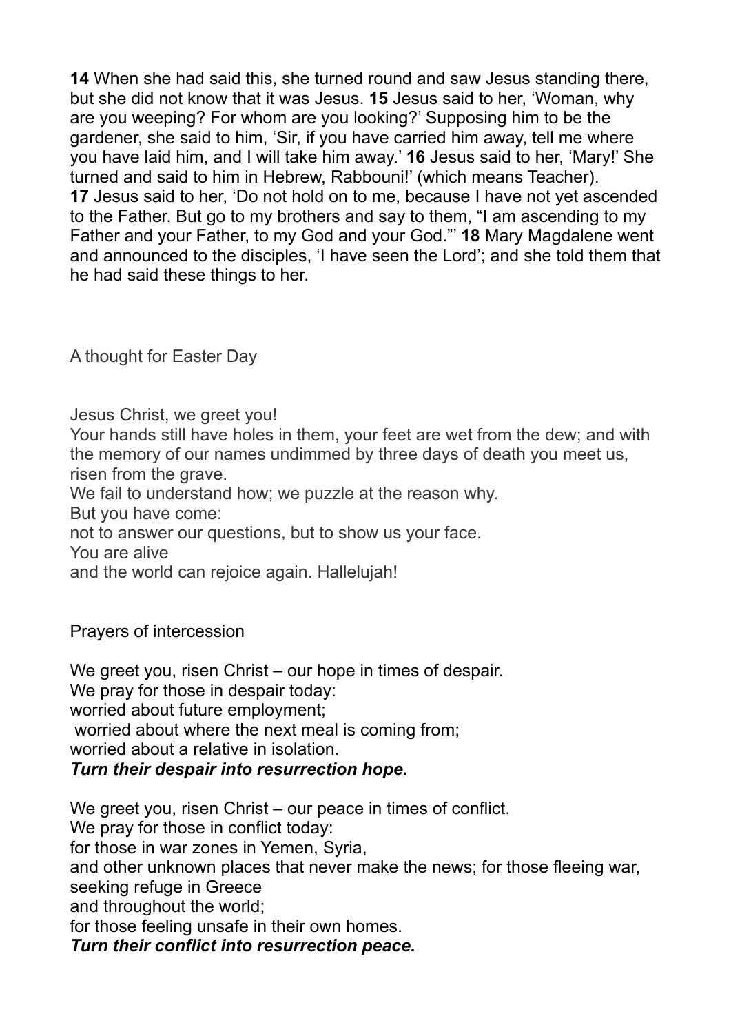**14** When she had said this, she turned round and saw Jesus standing there, but she did not know that it was Jesus. **15** Jesus said to her, 'Woman, why are you weeping? For whom are you looking?' Supposing him to be the gardener, she said to him, 'Sir, if you have carried him away, tell me where you have laid him, and I will take him away.' **16** Jesus said to her, 'Mary!' She turned and said to him in Hebrew, Rabbouni!' (which means Teacher). **17** Jesus said to her, 'Do not hold on to me, because I have not yet ascended to the Father. But go to my brothers and say to them, "I am ascending to my Father and your Father, to my God and your God."' **18** Mary Magdalene went and announced to the disciples, 'I have seen the Lord'; and she told them that he had said these things to her.

A thought for Easter Day

Jesus Christ, we greet you!
Your hands still have holes in them, your feet are wet from the dew; and with the memory of our names undimmed by three days of death you meet us, risen from the grave.
We fail to understand how; we puzzle at the reason why.
But you have come:
not to answer our questions, but to show us your face.
You are alive
and the world can rejoice again. Hallelujah!

Prayers of intercession

We greet you, risen Christ – our hope in times of despair.
We pray for those in despair today:
worried about future employment;
worried about where the next meal is coming from;
worried about a relative in isolation.
***Turn their despair into resurrection hope.***

We greet you, risen Christ – our peace in times of conflict.
We pray for those in conflict today:
for those in war zones in Yemen, Syria,
and other unknown places that never make the news; for those fleeing war, seeking refuge in Greece
and throughout the world;
for those feeling unsafe in their own homes.
***Turn their conflict into resurrection peace.***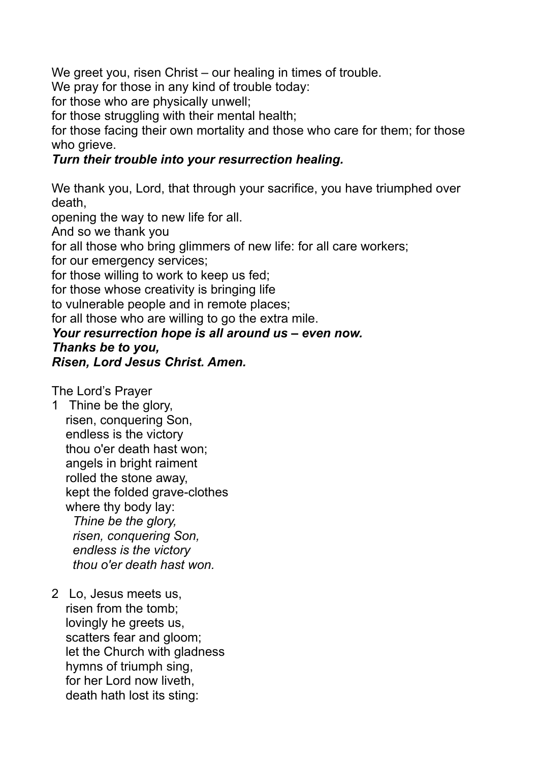We greet you, risen Christ – our healing in times of trouble.  
We pray for those in any kind of trouble today:  
for those who are physically unwell;  
for those struggling with their mental health;  
for those facing their own mortality and those who care for them; for those who grieve.  
***Turn their trouble into your resurrection healing.***

We thank you, Lord, that through your sacrifice, you have triumphed over death,  
opening the way to new life for all.  
And so we thank you  
for all those who bring glimmers of new life: for all care workers;  
for our emergency services;  
for those willing to work to keep us fed;  
for those whose creativity is bringing life  
to vulnerable people and in remote places;  
for all those who are willing to go the extra mile.  
***Your resurrection hope is all around us – even now.***  
***Thanks be to you,***  
***Risen, Lord Jesus Christ. Amen.***

The Lord's Prayer

1 Thine be the glory,  
risen, conquering Son,  
endless is the victory  
thou o'er death hast won;  
angels in bright raiment  
rolled the stone away,  
kept the folded grave-clothes  
where thy body lay:  
*Thine be the glory,*  
*risen, conquering Son,*  
*endless is the victory*  
*thou o'er death hast won.*

2 Lo, Jesus meets us,  
risen from the tomb;  
lovingly he greets us,  
scatters fear and gloom;  
let the Church with gladness  
hymns of triumph sing,  
for her Lord now liveth,  
death hath lost its sting: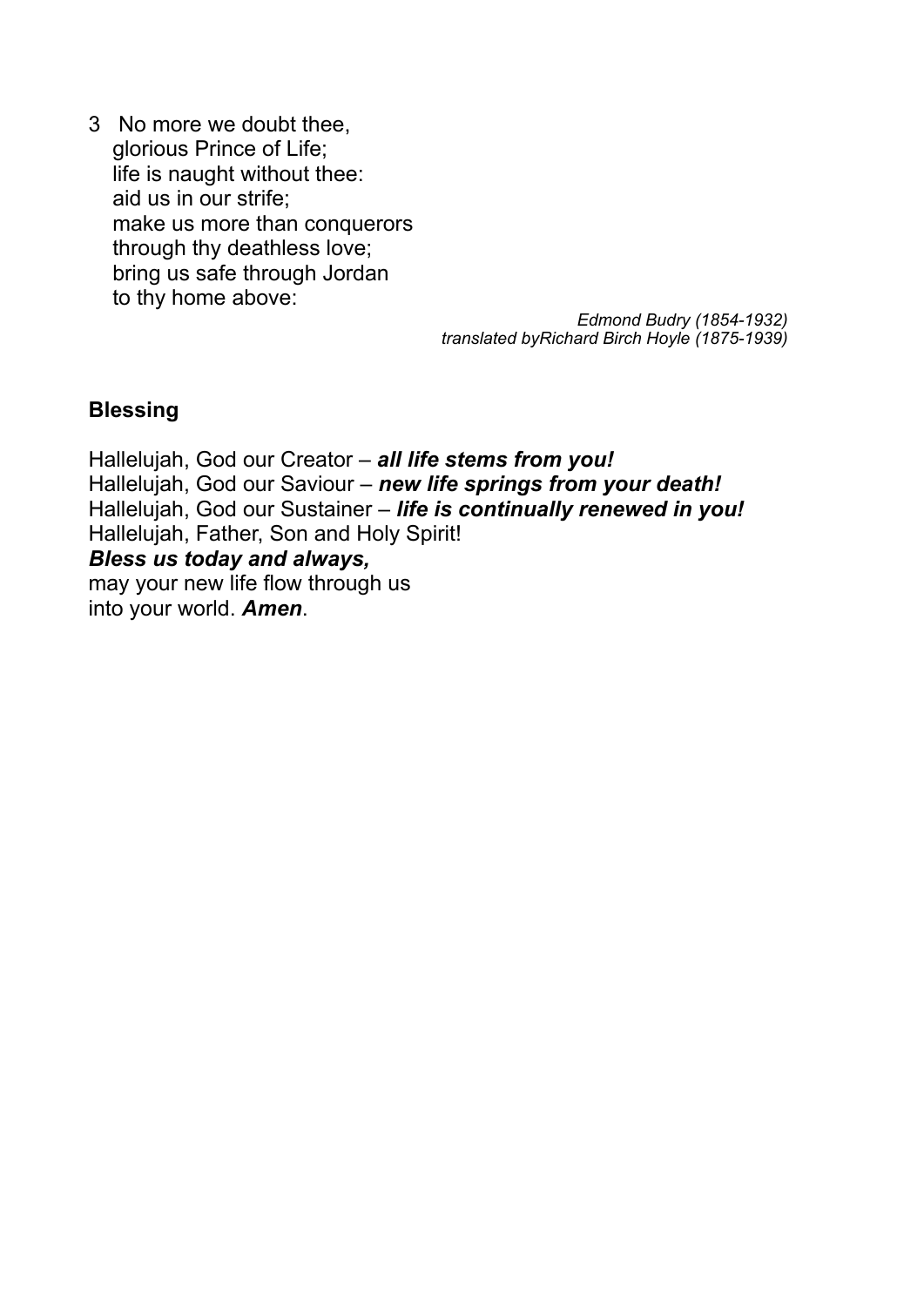3 No more we doubt thee,
glorious Prince of Life;
life is naught without thee:
aid us in our strife;
make us more than conquerors
through thy deathless love;
bring us safe through Jordan
to thy home above:

*Edmond Budry (1854-1932)*
*translated byRichard Birch Hoyle (1875-1939)*

**Blessing**

Hallelujah, God our Creator – ***all life stems from you!***
Hallelujah, God our Saviour – ***new life springs from your death!***
Hallelujah, God our Sustainer – ***life is continually renewed in you!***
Hallelujah, Father, Son and Holy Spirit!
***Bless us today and always,***
may your new life flow through us
into your world. ***Amen***.